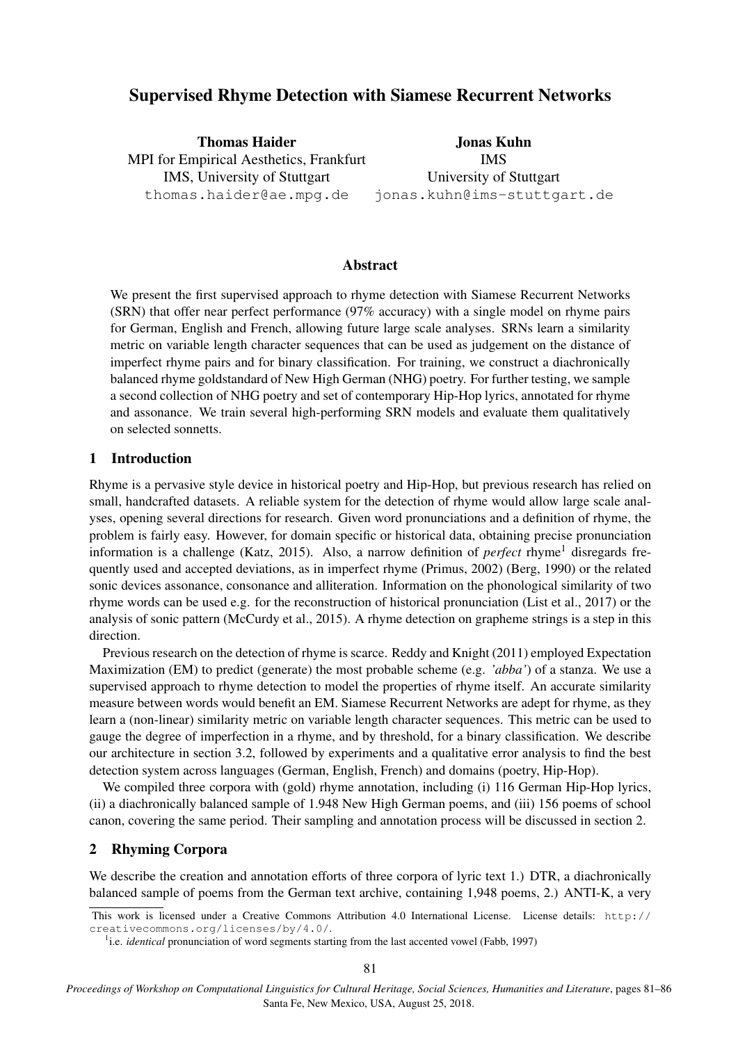# Supervised Rhyme Detection with Siamese Recurrent Networks

**Thomas Haider**
MPI for Empirical Aesthetics, Frankfurt
IMS, University of Stuttgart
thomas.haider@ae.mpg.de

**Jonas Kuhn**
IMS
University of Stuttgart
jonas.kuhn@ims-stuttgart.de

## Abstract

We present the first supervised approach to rhyme detection with Siamese Recurrent Networks (SRN) that offer near perfect performance (97% accuracy) with a single model on rhyme pairs for German, English and French, allowing future large scale analyses. SRNs learn a similarity metric on variable length character sequences that can be used as judgement on the distance of imperfect rhyme pairs and for binary classification. For training, we construct a diachronically balanced rhyme goldstandard of New High German (NHG) poetry. For further testing, we sample a second collection of NHG poetry and set of contemporary Hip-Hop lyrics, annotated for rhyme and assonance. We train several high-performing SRN models and evaluate them qualitatively on selected sonnetts.

## 1 Introduction

Rhyme is a pervasive style device in historical poetry and Hip-Hop, but previous research has relied on small, handcrafted datasets. A reliable system for the detection of rhyme would allow large scale analyses, opening several directions for research. Given word pronunciations and a definition of rhyme, the problem is fairly easy. However, for domain specific or historical data, obtaining precise pronunciation information is a challenge (Katz, 2015). Also, a narrow definition of *perfect* rhyme[1] disregards frequently used and accepted deviations, as in imperfect rhyme (Primus, 2002) (Berg, 1990) or the related sonic devices assonance, consonance and alliteration. Information on the phonological similarity of two rhyme words can be used e.g. for the reconstruction of historical pronunciation (List et al., 2017) or the analysis of sonic pattern (McCurdy et al., 2015). A rhyme detection on grapheme strings is a step in this direction.

Previous research on the detection of rhyme is scarce. Reddy and Knight (2011) employed Expectation Maximization (EM) to predict (generate) the most probable scheme (e.g. *'abba'*) of a stanza. We use a supervised approach to rhyme detection to model the properties of rhyme itself. An accurate similarity measure between words would benefit an EM. Siamese Recurrent Networks are adept for rhyme, as they learn a (non-linear) similarity metric on variable length character sequences. This metric can be used to gauge the degree of imperfection in a rhyme, and by threshold, for a binary classification. We describe our architecture in section 3.2, followed by experiments and a qualitative error analysis to find the best detection system across languages (German, English, French) and domains (poetry, Hip-Hop).

We compiled three corpora with (gold) rhyme annotation, including (i) 116 German Hip-Hop lyrics, (ii) a diachronically balanced sample of 1.948 New High German poems, and (iii) 156 poems of school canon, covering the same period. Their sampling and annotation process will be discussed in section 2.

## 2 Rhyming Corpora

We describe the creation and annotation efforts of three corpora of lyric text 1.) DTR, a diachronically balanced sample of poems from the German text archive, containing 1,948 poems, 2.) ANTI-K, a very

---

This work is licensed under a Creative Commons Attribution 4.0 International License. License details: http://creativecommons.org/licenses/by/4.0/.

[1] i.e. *identical* pronunciation of word segments starting from the last accented vowel (Fabb, 1997)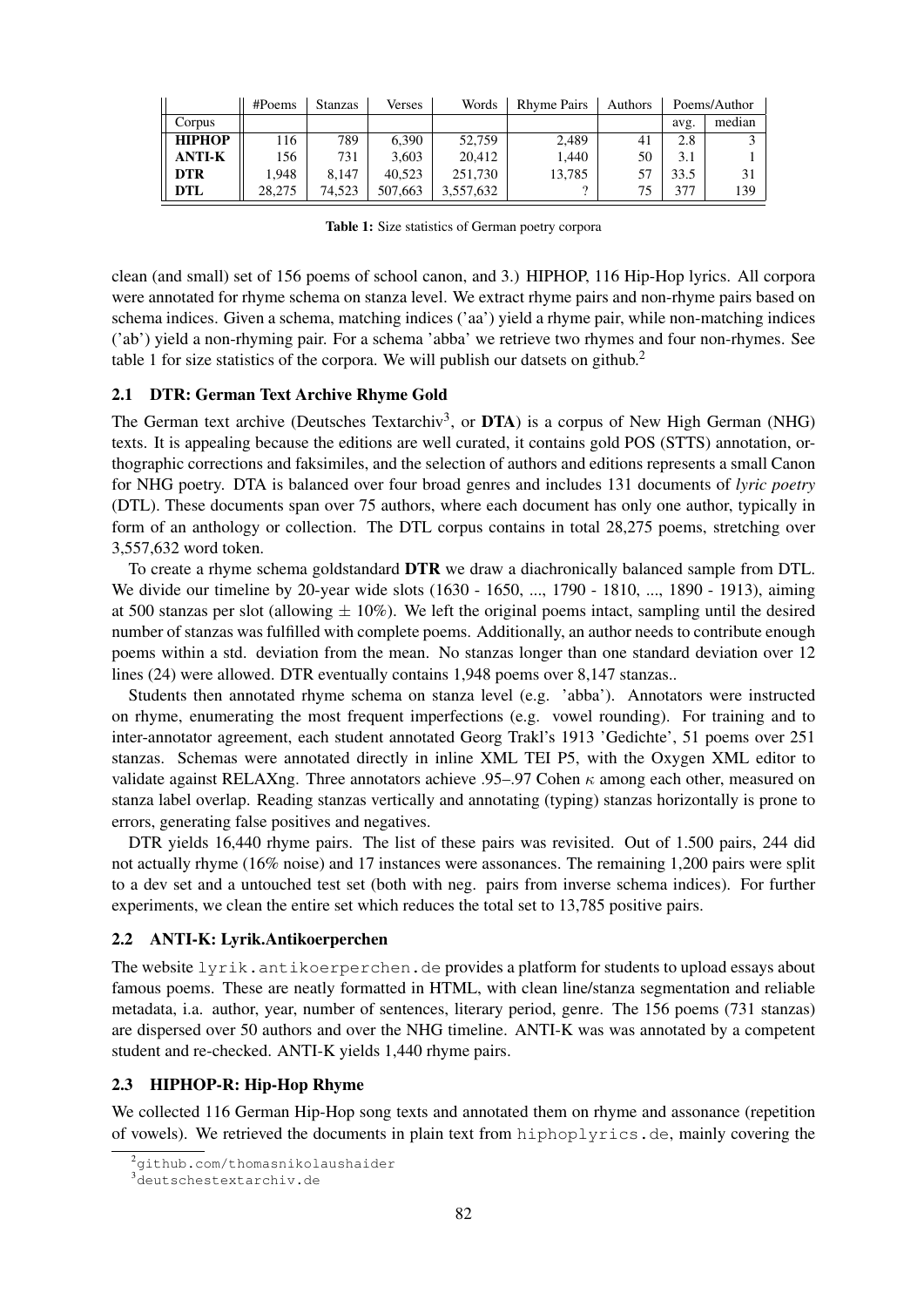| | #Poems | Stanzas | Verses | Words | Rhyme Pairs | Authors | Poems/Author | |
|---|---|---|---|---|---|---|---|---|
| Corpus | | | | | | | avg. | median |
| **HIPHOP** | 116 | 789 | 6,390 | 52,759 | 2,489 | 41 | 2.8 | 3 |
| **ANTI-K** | 156 | 731 | 3,603 | 20,412 | 1,440 | 50 | 3.1 | 1 |
| **DTR** | 1,948 | 8,147 | 40,523 | 251,730 | 13,785 | 57 | 33.5 | 31 |
| **DTL** | 28,275 | 74,523 | 507,663 | 3,557,632 | ? | 75 | 377 | 139 |

**Table 1:** Size statistics of German poetry corpora

clean (and small) set of 156 poems of school canon, and 3.) HIPHOP, 116 Hip-Hop lyrics. All corpora were annotated for rhyme schema on stanza level. We extract rhyme pairs and non-rhyme pairs based on schema indices. Given a schema, matching indices ('aa') yield a rhyme pair, while non-matching indices ('ab') yield a non-rhyming pair. For a schema 'abba' we retrieve two rhymes and four non-rhymes. See table 1 for size statistics of the corpora. We will publish our datsets on github.[2]

### 2.1 DTR: German Text Archive Rhyme Gold

The German text archive (Deutsches Textarchiv[3], or **DTA**) is a corpus of New High German (NHG) texts. It is appealing because the editions are well curated, it contains gold POS (STTS) annotation, orthographic corrections and faksimiles, and the selection of authors and editions represents a small Canon for NHG poetry. DTA is balanced over four broad genres and includes 131 documents of *lyric poetry* (DTL). These documents span over 75 authors, where each document has only one author, typically in form of an anthology or collection. The DTL corpus contains in total 28,275 poems, stretching over 3,557,632 word token.

To create a rhyme schema goldstandard **DTR** we draw a diachronically balanced sample from DTL. We divide our timeline by 20-year wide slots (1630 - 1650, ..., 1790 - 1810, ..., 1890 - 1913), aiming at 500 stanzas per slot (allowing $\pm$ 10%). We left the original poems intact, sampling until the desired number of stanzas was fulfilled with complete poems. Additionally, an author needs to contribute enough poems within a std. deviation from the mean. No stanzas longer than one standard deviation over 12 lines (24) were allowed. DTR eventually contains 1,948 poems over 8,147 stanzas..

Students then annotated rhyme schema on stanza level (e.g. 'abba'). Annotators were instructed on rhyme, enumerating the most frequent imperfections (e.g. vowel rounding). For training and to inter-annotator agreement, each student annotated Georg Trakl's 1913 'Gedichte', 51 poems over 251 stanzas. Schemas were annotated directly in inline XML TEI P5, with the Oxygen XML editor to validate against RELAXng. Three annotators achieve .95–.97 Cohen $\kappa$ among each other, measured on stanza label overlap. Reading stanzas vertically and annotating (typing) stanzas horizontally is prone to errors, generating false positives and negatives.

DTR yields 16,440 rhyme pairs. The list of these pairs was revisited. Out of 1.500 pairs, 244 did not actually rhyme (16% noise) and 17 instances were assonances. The remaining 1,200 pairs were split to a dev set and a untouched test set (both with neg. pairs from inverse schema indices). For further experiments, we clean the entire set which reduces the total set to 13,785 positive pairs.

### 2.2 ANTI-K: Lyrik.Antikoerperchen

The website `lyrik.antikoerperchen.de` provides a platform for students to upload essays about famous poems. These are neatly formatted in HTML, with clean line/stanza segmentation and reliable metadata, i.a. author, year, number of sentences, literary period, genre. The 156 poems (731 stanzas) are dispersed over 50 authors and over the NHG timeline. ANTI-K was was annotated by a competent student and re-checked. ANTI-K yields 1,440 rhyme pairs.

### 2.3 HIPHOP-R: Hip-Hop Rhyme

We collected 116 German Hip-Hop song texts and annotated them on rhyme and assonance (repetition of vowels). We retrieved the documents in plain text from `hiphoplyrics.de`, mainly covering the

[2] `github.com/thomasnikolaushaider`

[3] `deutschestextarchiv.de`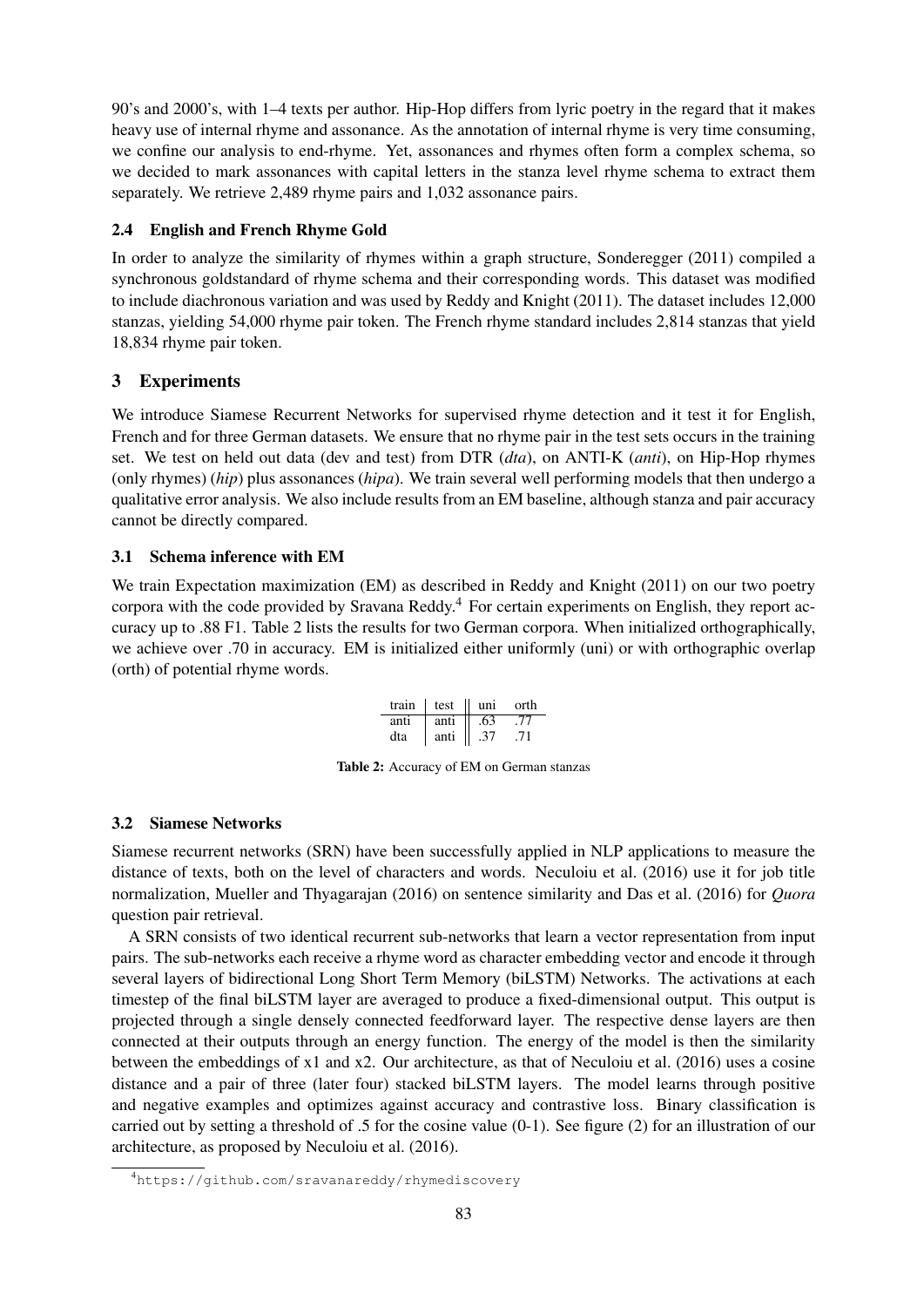90's and 2000's, with 1–4 texts per author. Hip-Hop differs from lyric poetry in the regard that it makes heavy use of internal rhyme and assonance. As the annotation of internal rhyme is very time consuming, we confine our analysis to end-rhyme. Yet, assonances and rhymes often form a complex schema, so we decided to mark assonances with capital letters in the stanza level rhyme schema to extract them separately. We retrieve 2,489 rhyme pairs and 1,032 assonance pairs.

### 2.4 English and French Rhyme Gold

In order to analyze the similarity of rhymes within a graph structure, Sonderegger (2011) compiled a synchronous goldstandard of rhyme schema and their corresponding words. This dataset was modified to include diachronous variation and was used by Reddy and Knight (2011). The dataset includes 12,000 stanzas, yielding 54,000 rhyme pair token. The French rhyme standard includes 2,814 stanzas that yield 18,834 rhyme pair token.

## 3 Experiments

We introduce Siamese Recurrent Networks for supervised rhyme detection and it test it for English, French and for three German datasets. We ensure that no rhyme pair in the test sets occurs in the training set. We test on held out data (dev and test) from DTR (*dta*), on ANTI-K (*anti*), on Hip-Hop rhymes (only rhymes) (*hip*) plus assonances (*hipa*). We train several well performing models that then undergo a qualitative error analysis. We also include results from an EM baseline, although stanza and pair accuracy cannot be directly compared.

### 3.1 Schema inference with EM

We train Expectation maximization (EM) as described in Reddy and Knight (2011) on our two poetry corpora with the code provided by Sravana Reddy.[4] For certain experiments on English, they report accuracy up to .88 F1. Table 2 lists the results for two German corpora. When initialized orthographically, we achieve over .70 in accuracy. EM is initialized either uniformly (uni) or with orthographic overlap (orth) of potential rhyme words.

| train | test | uni | orth |
|---|---|---|---|
| anti | anti | .63 | .77 |
| dta | anti | .37 | .71 |

**Table 2:** Accuracy of EM on German stanzas

### 3.2 Siamese Networks

Siamese recurrent networks (SRN) have been successfully applied in NLP applications to measure the distance of texts, both on the level of characters and words. Neculoiu et al. (2016) use it for job title normalization, Mueller and Thyagarajan (2016) on sentence similarity and Das et al. (2016) for *Quora* question pair retrieval.

A SRN consists of two identical recurrent sub-networks that learn a vector representation from input pairs. The sub-networks each receive a rhyme word as character embedding vector and encode it through several layers of bidirectional Long Short Term Memory (biLSTM) Networks. The activations at each timestep of the final biLSTM layer are averaged to produce a fixed-dimensional output. This output is projected through a single densely connected feedforward layer. The respective dense layers are then connected at their outputs through an energy function. The energy of the model is then the similarity between the embeddings of x1 and x2. Our architecture, as that of Neculoiu et al. (2016) uses a cosine distance and a pair of three (later four) stacked biLSTM layers. The model learns through positive and negative examples and optimizes against accuracy and contrastive loss. Binary classification is carried out by setting a threshold of .5 for the cosine value (0-1). See figure (2) for an illustration of our architecture, as proposed by Neculoiu et al. (2016).

[4] https://github.com/sravanareddy/rhymediscovery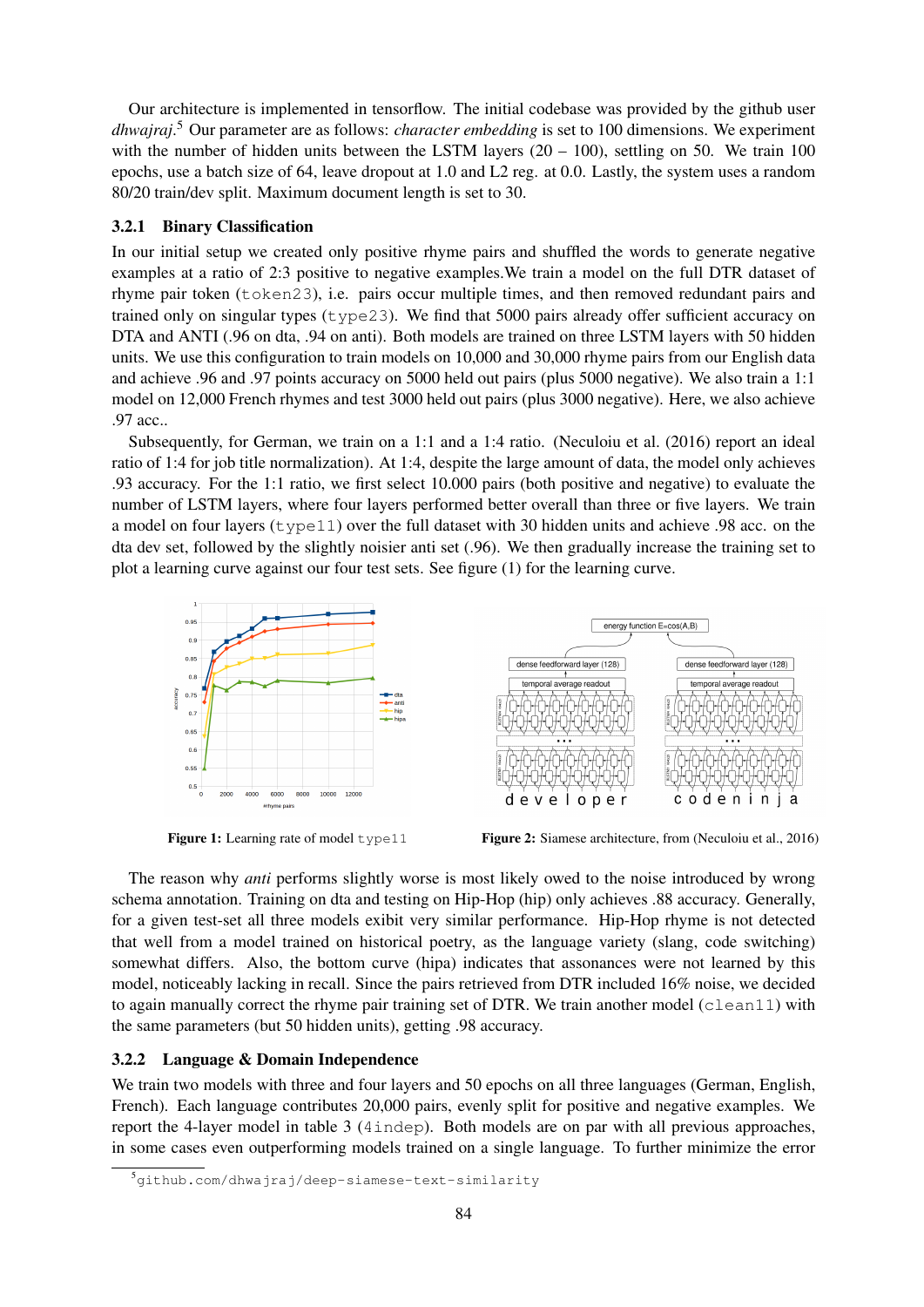Our architecture is implemented in tensorflow. The initial codebase was provided by the github user *dhwajraj*.[5] Our parameter are as follows: *character embedding* is set to 100 dimensions. We experiment with the number of hidden units between the LSTM layers (20 – 100), settling on 50. We train 100 epochs, use a batch size of 64, leave dropout at 1.0 and L2 reg. at 0.0. Lastly, the system uses a random 80/20 train/dev split. Maximum document length is set to 30.

### 3.2.1 Binary Classification

In our initial setup we created only positive rhyme pairs and shuffled the words to generate negative examples at a ratio of 2:3 positive to negative examples.We train a model on the full DTR dataset of rhyme pair token (`token23`), i.e. pairs occur multiple times, and then removed redundant pairs and trained only on singular types (`type23`). We find that 5000 pairs already offer sufficient accuracy on DTA and ANTI (.96 on dta, .94 on anti). Both models are trained on three LSTM layers with 50 hidden units. We use this configuration to train models on 10,000 and 30,000 rhyme pairs from our English data and achieve .96 and .97 points accuracy on 5000 held out pairs (plus 5000 negative). We also train a 1:1 model on 12,000 French rhymes and test 3000 held out pairs (plus 3000 negative). Here, we also achieve .97 acc..

Subsequently, for German, we train on a 1:1 and a 1:4 ratio. (Neculoiu et al. (2016) report an ideal ratio of 1:4 for job title normalization). At 1:4, despite the large amount of data, the model only achieves .93 accuracy. For the 1:1 ratio, we first select 10.000 pairs (both positive and negative) to evaluate the number of LSTM layers, where four layers performed better overall than three or five layers. We train a model on four layers (`type11`) over the full dataset with 30 hidden units and achieve .98 acc. on the dta dev set, followed by the slightly noisier anti set (.96). We then gradually increase the training set to plot a learning curve against our four test sets. See figure (1) for the learning curve.

**Figure 1:** Learning rate of model `type11`

**Figure 2:** Siamese architecture, from (Neculoiu et al., 2016)

The reason why *anti* performs slightly worse is most likely owed to the noise introduced by wrong schema annotation. Training on dta and testing on Hip-Hop (hip) only achieves .88 accuracy. Generally, for a given test-set all three models exibit very similar performance. Hip-Hop rhyme is not detected that well from a model trained on historical poetry, as the language variety (slang, code switching) somewhat differs. Also, the bottom curve (hipa) indicates that assonances were not learned by this model, noticeably lacking in recall. Since the pairs retrieved from DTR included 16% noise, we decided to again manually correct the rhyme pair training set of DTR. We train another model (`clean11`) with the same parameters (but 50 hidden units), getting .98 accuracy.

### 3.2.2 Language & Domain Independence

We train two models with three and four layers and 50 epochs on all three languages (German, English, French). Each language contributes 20,000 pairs, evenly split for positive and negative examples. We report the 4-layer model in table 3 (`4indep`). Both models are on par with all previous approaches, in some cases even outperforming models trained on a single language. To further minimize the error

[5] `github.com/dhwajraj/deep-siamese-text-similarity`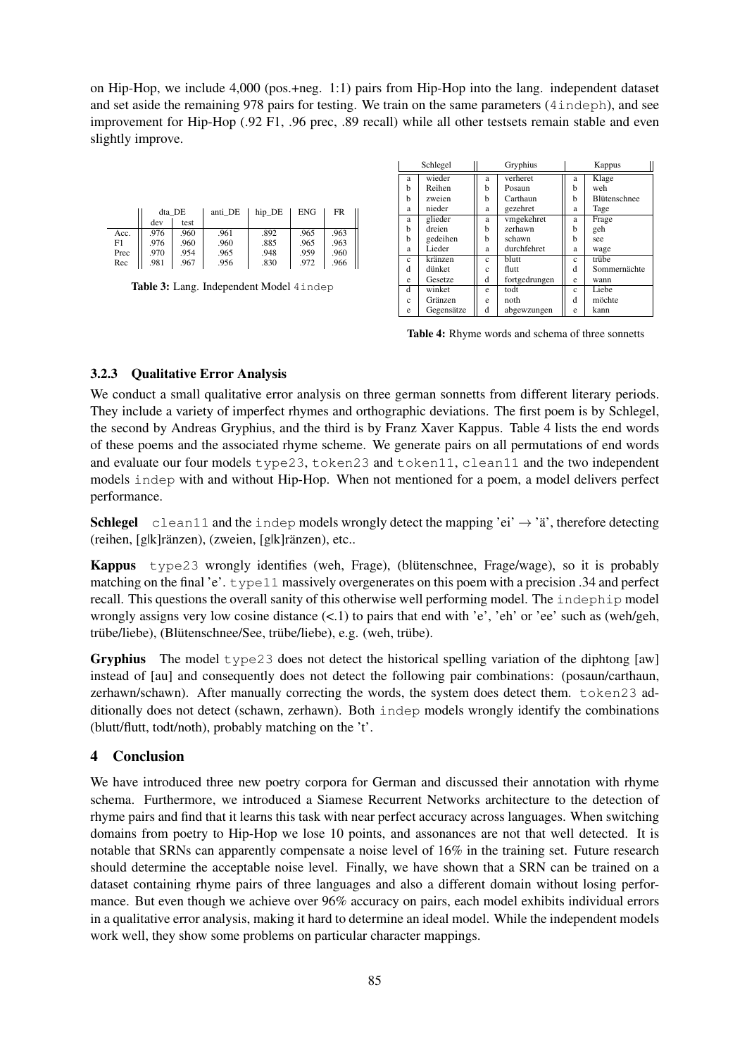on Hip-Hop, we include 4,000 (pos.+neg. 1:1) pairs from Hip-Hop into the lang. independent dataset and set aside the remaining 978 pairs for testing. We train on the same parameters (`4indeph`), and see improvement for Hip-Hop (.92 F1, .96 prec, .89 recall) while all other testsets remain stable and even slightly improve.

| | dta_DE | | anti_DE | hip_DE | ENG | FR |
|---|---|---|---|---|---|---|
| | dev | test | | | | |
| Acc. | .976 | .960 | .961 | .892 | .965 | .963 |
| F1 | .976 | .960 | .960 | .885 | .965 | .963 |
| Prec | .970 | .954 | .965 | .948 | .959 | .960 |
| Rec | .981 | .967 | .956 | .830 | .972 | .966 |

**Table 3:** Lang. Independent Model `4indep`

| Schlegel | | Gryphius | | Kappus | |
|---|---|---|---|---|---|
| a | wieder | a | verheret | a | Klage |
| b | Reihen | b | Posaun | b | weh |
| b | zweien | b | Carthaun | b | Blütenschnee |
| a | nieder | a | gezehret | a | Tage |
| a | glieder | a | vmgekehret | a | Frage |
| b | dreien | b | zerhawn | b | geh |
| b | gedeihen | b | schawn | b | see |
| a | Lieder | a | durchfehret | a | wage |
| c | kränzen | c | blutt | c | trübe |
| d | dünket | c | flutt | d | Sommernächte |
| e | Gesetze | d | fortgedrungen | e | wann |
| d | winket | e | todt | c | Liebe |
| c | Gränzen | e | noth | d | möchte |
| e | Gegensätze | d | abgewzungen | e | kann |

**Table 4:** Rhyme words and schema of three sonnetts

### 3.2.3 Qualitative Error Analysis

We conduct a small qualitative error analysis on three german sonnetts from different literary periods. They include a variety of imperfect rhymes and orthographic deviations. The first poem is by Schlegel, the second by Andreas Gryphius, and the third is by Franz Xaver Kappus. Table 4 lists the end words of these poems and the associated rhyme scheme. We generate pairs on all permutations of end words and evaluate our four models `type23`, `token23` and `token11`, `clean11` and the two independent models `indep` with and without Hip-Hop. When not mentioned for a poem, a model delivers perfect performance.

**Schlegel** `clean11` and the `indep` models wrongly detect the mapping 'ei' → 'ä', therefore detecting (reihen, [g|k]ränzen), (zweien, [g|k]ränzen), etc..

**Kappus** `type23` wrongly identifies (weh, Frage), (blütenschnee, Frage/wage), so it is probably matching on the final 'e'. `type11` massively overgenerates on this poem with a precision .34 and perfect recall. This questions the overall sanity of this otherwise well performing model. The `indephip` model wrongly assigns very low cosine distance (<.1) to pairs that end with 'e', 'eh' or 'ee' such as (weh/geh, trübe/liebe), (Blütenschnee/See, trübe/liebe), e.g. (weh, trübe).

**Gryphius** The model `type23` does not detect the historical spelling variation of the diphtong [aw] instead of [au] and consequently does not detect the following pair combinations: (posaun/carthaun, zerhawn/schawn). After manually correcting the words, the system does detect them. `token23` additionally does not detect (schawn, zerhawn). Both `indep` models wrongly identify the combinations (blutt/flutt, todt/noth), probably matching on the 't'.

## 4 Conclusion

We have introduced three new poetry corpora for German and discussed their annotation with rhyme schema. Furthermore, we introduced a Siamese Recurrent Networks architecture to the detection of rhyme pairs and find that it learns this task with near perfect accuracy across languages. When switching domains from poetry to Hip-Hop we lose 10 points, and assonances are not that well detected. It is notable that SRNs can apparently compensate a noise level of 16% in the training set. Future research should determine the acceptable noise level. Finally, we have shown that a SRN can be trained on a dataset containing rhyme pairs of three languages and also a different domain without losing performance. But even though we achieve over 96% accuracy on pairs, each model exhibits individual errors in a qualitative error analysis, making it hard to determine an ideal model. While the independent models work well, they show some problems on particular character mappings.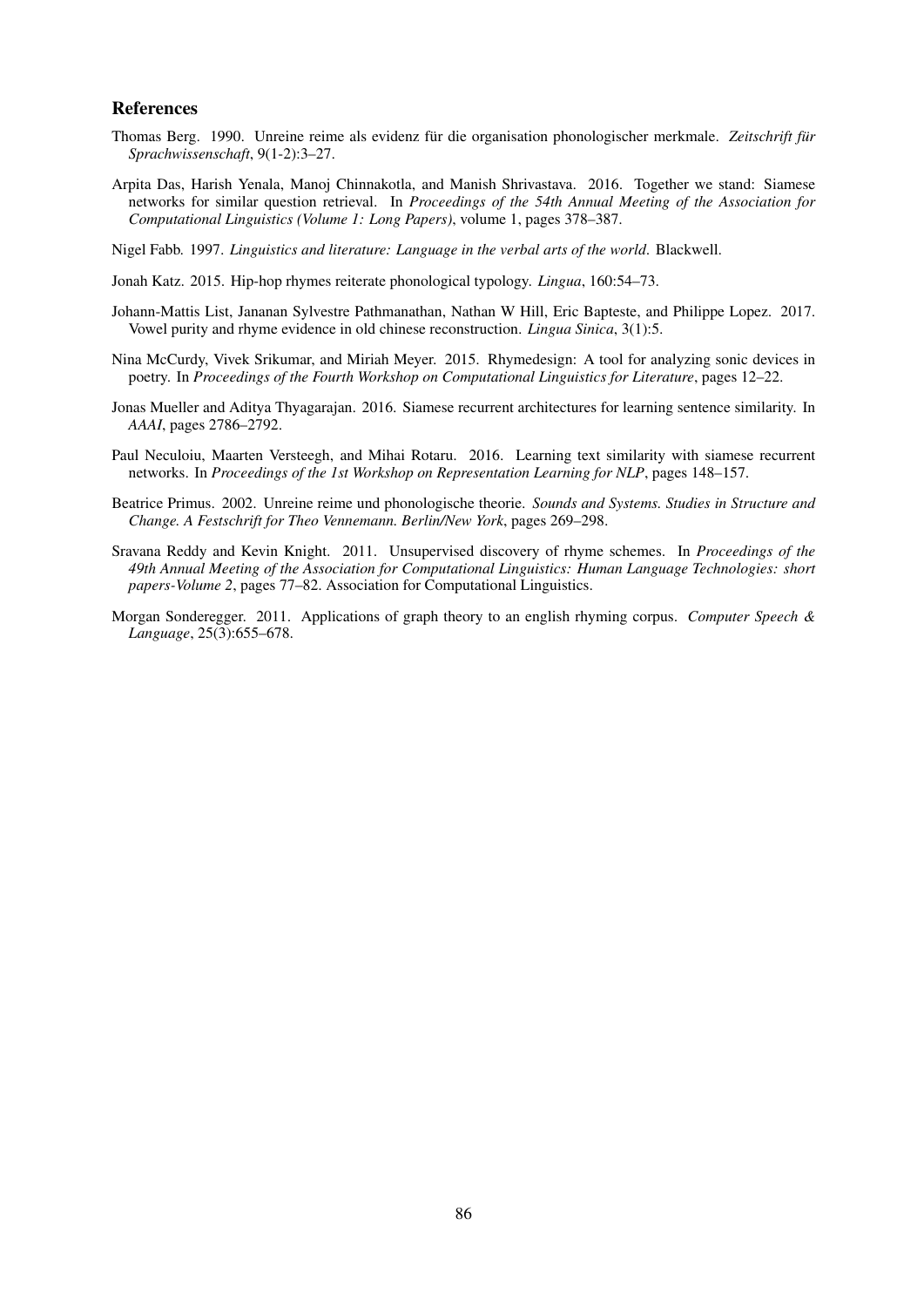## References

Thomas Berg. 1990. Unreine reime als evidenz für die organisation phonologischer merkmale. *Zeitschrift für Sprachwissenschaft*, 9(1-2):3–27.

Arpita Das, Harish Yenala, Manoj Chinnakotla, and Manish Shrivastava. 2016. Together we stand: Siamese networks for similar question retrieval. In *Proceedings of the 54th Annual Meeting of the Association for Computational Linguistics (Volume 1: Long Papers)*, volume 1, pages 378–387.

Nigel Fabb. 1997. *Linguistics and literature: Language in the verbal arts of the world*. Blackwell.

Jonah Katz. 2015. Hip-hop rhymes reiterate phonological typology. *Lingua*, 160:54–73.

Johann-Mattis List, Jananan Sylvestre Pathmanathan, Nathan W Hill, Eric Bapteste, and Philippe Lopez. 2017. Vowel purity and rhyme evidence in old chinese reconstruction. *Lingua Sinica*, 3(1):5.

Nina McCurdy, Vivek Srikumar, and Miriah Meyer. 2015. Rhymedesign: A tool for analyzing sonic devices in poetry. In *Proceedings of the Fourth Workshop on Computational Linguistics for Literature*, pages 12–22.

Jonas Mueller and Aditya Thyagarajan. 2016. Siamese recurrent architectures for learning sentence similarity. In *AAAI*, pages 2786–2792.

Paul Neculoiu, Maarten Versteegh, and Mihai Rotaru. 2016. Learning text similarity with siamese recurrent networks. In *Proceedings of the 1st Workshop on Representation Learning for NLP*, pages 148–157.

Beatrice Primus. 2002. Unreine reime und phonologische theorie. *Sounds and Systems. Studies in Structure and Change. A Festschrift for Theo Vennemann. Berlin/New York*, pages 269–298.

Sravana Reddy and Kevin Knight. 2011. Unsupervised discovery of rhyme schemes. In *Proceedings of the 49th Annual Meeting of the Association for Computational Linguistics: Human Language Technologies: short papers-Volume 2*, pages 77–82. Association for Computational Linguistics.

Morgan Sonderegger. 2011. Applications of graph theory to an english rhyming corpus. *Computer Speech & Language*, 25(3):655–678.